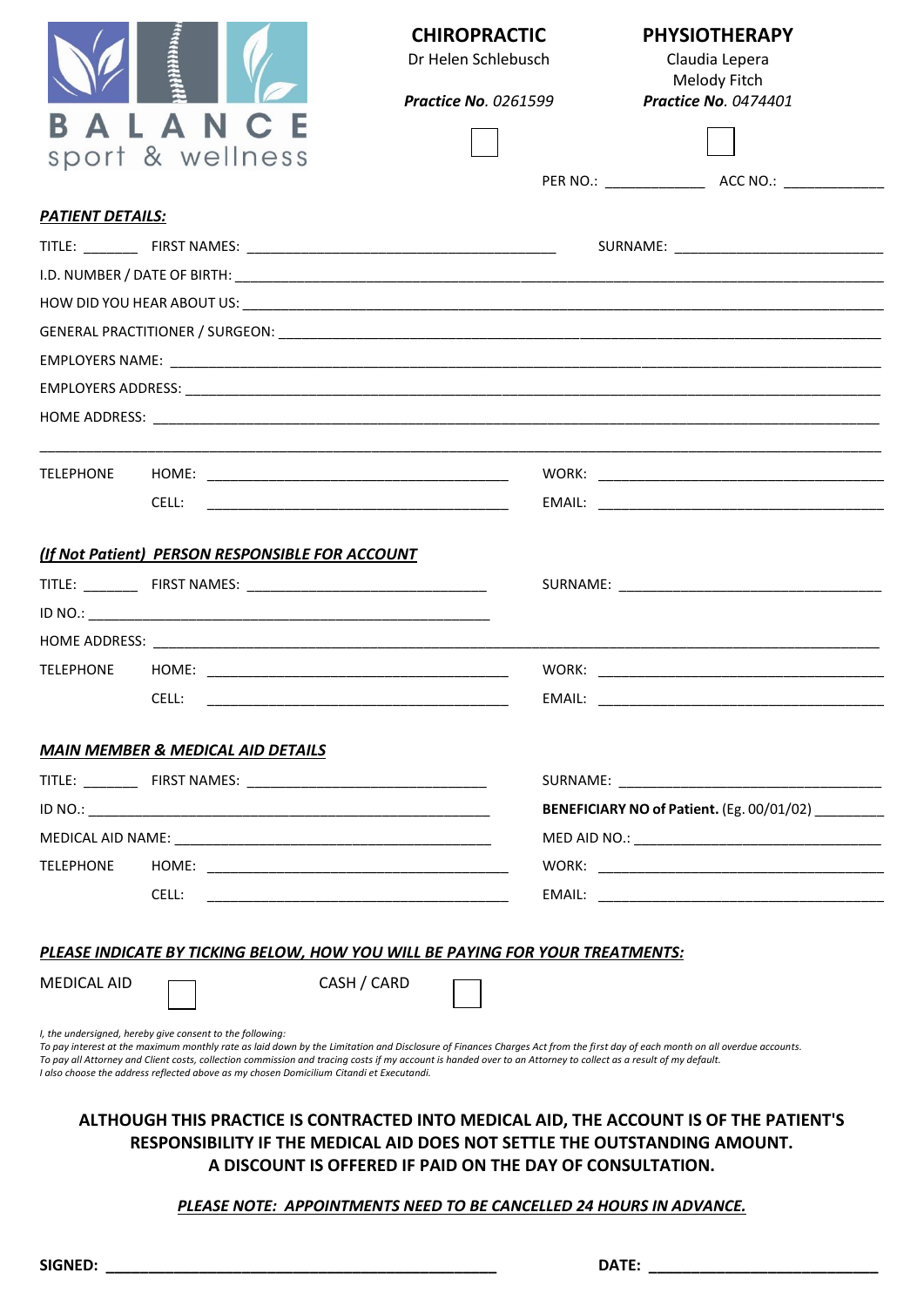BALANCE sport & wellness

| **CHIROPRACTIC** | **PHYSIOTHERAPY** |
|---|---|
| Dr Helen Schlebusch | Claudia Lepera |
| | Melody Fitch |
| ***Practice No.*** *0261599* | ***Practice No.*** *0474401* |
| ☐ | ☐ |

PER NO.: ____________ ACC NO.: ____________

***PATIENT DETAILS:***

TITLE: _______ FIRST NAMES: ______________________________________ SURNAME: _________________________

I.D. NUMBER / DATE OF BIRTH: ______________________________________________________________________________

HOW DID YOU HEAR ABOUT US: ______________________________________________________________________________

GENERAL PRACTITIONER / SURGEON: __________________________________________________________________________

EMPLOYERS NAME: _______________________________________________________________________________________

EMPLOYERS ADDRESS: ____________________________________________________________________________________

HOME ADDRESS: _________________________________________________________________________________________

______________________________________________________________________________________________________

TELEPHONE HOME: ____________________________________ WORK: ____________________________________

CELL: ____________________________________ EMAIL: ____________________________________

***(If Not Patient) PERSON RESPONSIBLE FOR ACCOUNT***

TITLE: _______ FIRST NAMES: ______________________________ SURNAME: _________________________________

ID NO.: __________________________________________________

HOME ADDRESS: _________________________________________________________________________________________

TELEPHONE HOME: ____________________________________ WORK: ____________________________________

CELL: ____________________________________ EMAIL: ____________________________________

***MAIN MEMBER & MEDICAL AID DETAILS***

TITLE: _______ FIRST NAMES: ______________________________ SURNAME: _________________________________

ID NO.: __________________________________________________ **BENEFICIARY NO of Patient.** (Eg. 00/01/02) _________

MEDICAL AID NAME: _______________________________________ MED AID NO.: ______________________________

TELEPHONE HOME: ____________________________________ WORK: ____________________________________

CELL: ____________________________________ EMAIL: ____________________________________

***PLEASE INDICATE BY TICKING BELOW, HOW YOU WILL BE PAYING FOR YOUR TREATMENTS:***

MEDICAL AID ☐ CASH / CARD ☐

*I, the undersigned, hereby give consent to the following:*
*To pay interest at the maximum monthly rate as laid down by the Limitation and Disclosure of Finances Charges Act from the first day of each month on all overdue accounts.*
*To pay all Attorney and Client costs, collection commission and tracing costs if my account is handed over to an Attorney to collect as a result of my default.*
*I also choose the address reflected above as my chosen Domicilium Citandi et Executandi.*

**ALTHOUGH THIS PRACTICE IS CONTRACTED INTO MEDICAL AID, THE ACCOUNT IS OF THE PATIENT'S RESPONSIBILITY IF THE MEDICAL AID DOES NOT SETTLE THE OUTSTANDING AMOUNT. A DISCOUNT IS OFFERED IF PAID ON THE DAY OF CONSULTATION.**

***PLEASE NOTE: APPOINTMENTS NEED TO BE CANCELLED 24 HOURS IN ADVANCE.***

**SIGNED:** ______________________________________________ **DATE:** ___________________________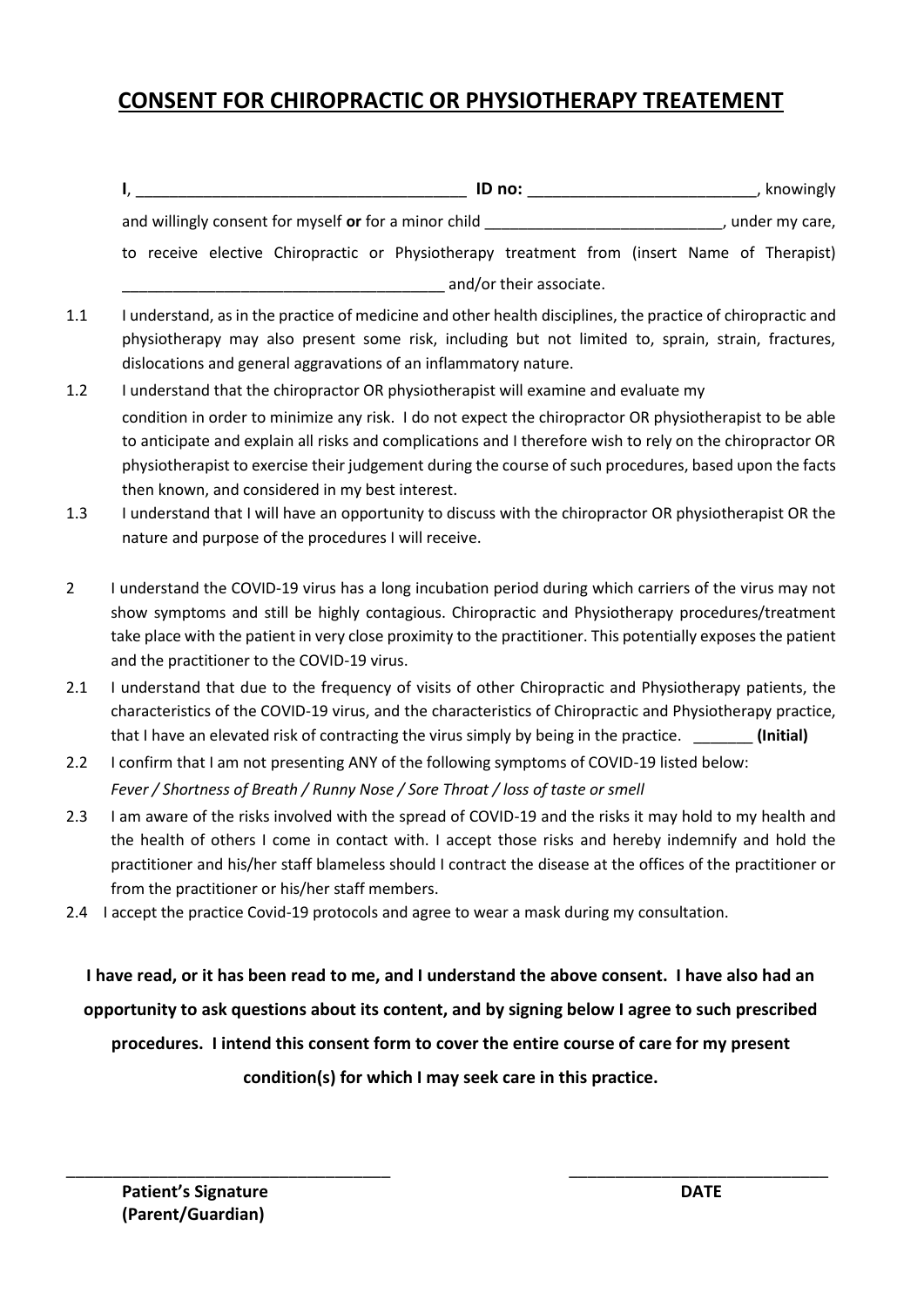# CONSENT FOR CHIROPRACTIC OR PHYSIOTHERAPY TREATEMENT

**I**, _____________________________________ **ID no:** _________________________, knowingly and willingly consent for myself **or** for a minor child ___________________________, under my care, to receive elective Chiropractic or Physiotherapy treatment from (insert Name of Therapist) _____________________________________ and/or their associate.

1.1 I understand, as in the practice of medicine and other health disciplines, the practice of chiropractic and physiotherapy may also present some risk, including but not limited to, sprain, strain, fractures, dislocations and general aggravations of an inflammatory nature.

1.2 I understand that the chiropractor OR physiotherapist will examine and evaluate my condition in order to minimize any risk. I do not expect the chiropractor OR physiotherapist to be able to anticipate and explain all risks and complications and I therefore wish to rely on the chiropractor OR physiotherapist to exercise their judgement during the course of such procedures, based upon the facts then known, and considered in my best interest.

1.3 I understand that I will have an opportunity to discuss with the chiropractor OR physiotherapist OR the nature and purpose of the procedures I will receive.

2 I understand the COVID-19 virus has a long incubation period during which carriers of the virus may not show symptoms and still be highly contagious. Chiropractic and Physiotherapy procedures/treatment take place with the patient in very close proximity to the practitioner. This potentially exposes the patient and the practitioner to the COVID-19 virus.

2.1 I understand that due to the frequency of visits of other Chiropractic and Physiotherapy patients, the characteristics of the COVID-19 virus, and the characteristics of Chiropractic and Physiotherapy practice, that I have an elevated risk of contracting the virus simply by being in the practice. _______ **(Initial)**

2.2 I confirm that I am not presenting ANY of the following symptoms of COVID-19 listed below:
*Fever / Shortness of Breath / Runny Nose / Sore Throat / loss of taste or smell*

2.3 I am aware of the risks involved with the spread of COVID-19 and the risks it may hold to my health and the health of others I come in contact with. I accept those risks and hereby indemnify and hold the practitioner and his/her staff blameless should I contract the disease at the offices of the practitioner or from the practitioner or his/her staff members.

2.4 I accept the practice Covid-19 protocols and agree to wear a mask during my consultation.

**I have read, or it has been read to me, and I understand the above consent. I have also had an opportunity to ask questions about its content, and by signing below I agree to such prescribed procedures. I intend this consent form to cover the entire course of care for my present condition(s) for which I may seek care in this practice.**

_____________________________________ 
**Patient's Signature**
**(Parent/Guardian)**

_____________________________
**DATE**